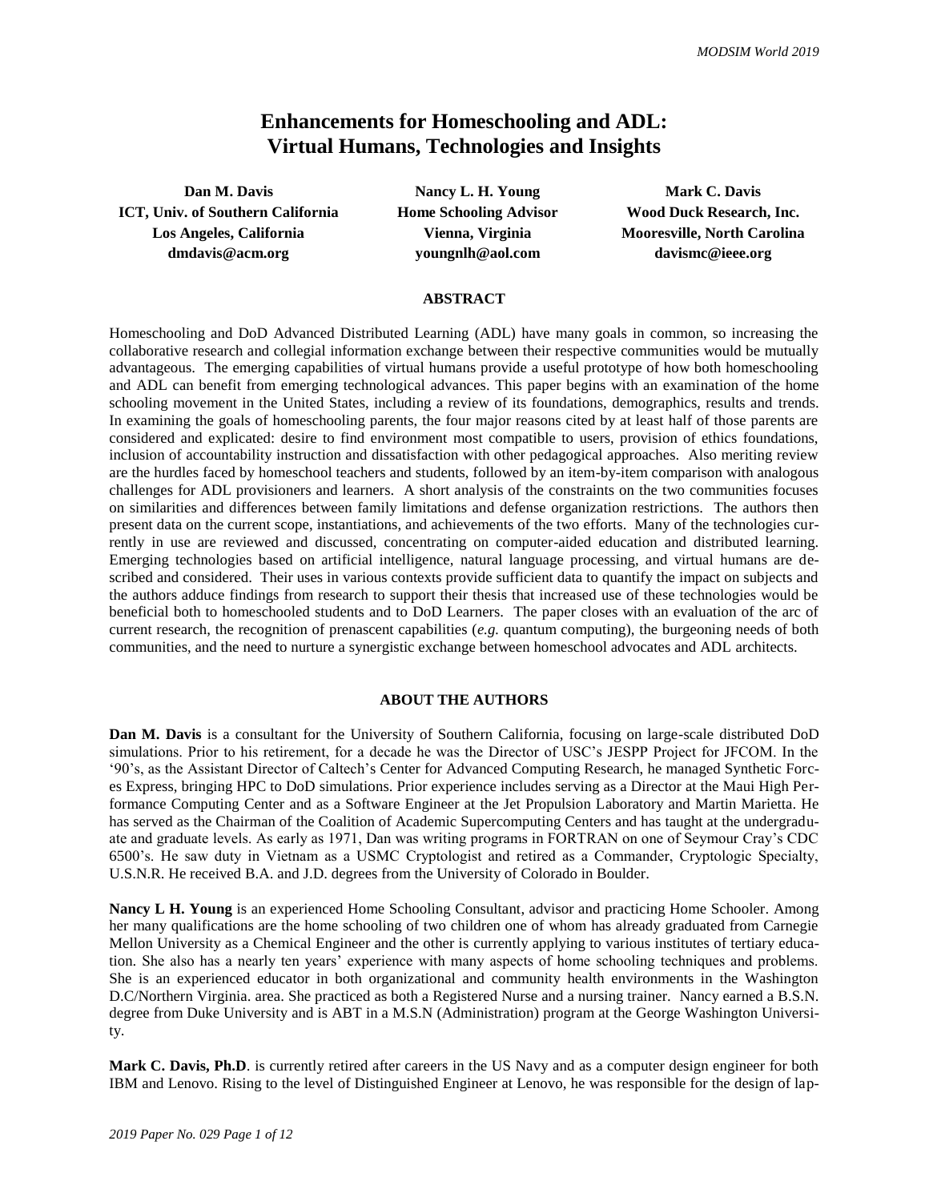# Enhancements for Homeschooling and ADL: Virtual Humans, Technologies and Insights

**Dan M. Davis**
**ICT, Univ. of Southern California**
**Los Angeles, California**
**dmdavis@acm.org**

**Nancy L. H. Young**
**Home Schooling Advisor**
**Vienna, Virginia**
**youngnlh@aol.com**

**Mark C. Davis**
**Wood Duck Research, Inc.**
**Mooresville, North Carolina**
**davismc@ieee.org**

## ABSTRACT

Homeschooling and DoD Advanced Distributed Learning (ADL) have many goals in common, so increasing the collaborative research and collegial information exchange between their respective communities would be mutually advantageous. The emerging capabilities of virtual humans provide a useful prototype of how both homeschooling and ADL can benefit from emerging technological advances. This paper begins with an examination of the home schooling movement in the United States, including a review of its foundations, demographics, results and trends. In examining the goals of homeschooling parents, the four major reasons cited by at least half of those parents are considered and explicated: desire to find environment most compatible to users, provision of ethics foundations, inclusion of accountability instruction and dissatisfaction with other pedagogical approaches. Also meriting review are the hurdles faced by homeschool teachers and students, followed by an item-by-item comparison with analogous challenges for ADL provisioners and learners. A short analysis of the constraints on the two communities focuses on similarities and differences between family limitations and defense organization restrictions. The authors then present data on the current scope, instantiations, and achievements of the two efforts. Many of the technologies currently in use are reviewed and discussed, concentrating on computer-aided education and distributed learning. Emerging technologies based on artificial intelligence, natural language processing, and virtual humans are described and considered. Their uses in various contexts provide sufficient data to quantify the impact on subjects and the authors adduce findings from research to support their thesis that increased use of these technologies would be beneficial both to homeschooled students and to DoD Learners. The paper closes with an evaluation of the arc of current research, the recognition of prenascent capabilities (*e.g.* quantum computing), the burgeoning needs of both communities, and the need to nurture a synergistic exchange between homeschool advocates and ADL architects.

## ABOUT THE AUTHORS

**Dan M. Davis** is a consultant for the University of Southern California, focusing on large-scale distributed DoD simulations. Prior to his retirement, for a decade he was the Director of USC's JESPP Project for JFCOM. In the '90's, as the Assistant Director of Caltech's Center for Advanced Computing Research, he managed Synthetic Forces Express, bringing HPC to DoD simulations. Prior experience includes serving as a Director at the Maui High Performance Computing Center and as a Software Engineer at the Jet Propulsion Laboratory and Martin Marietta. He has served as the Chairman of the Coalition of Academic Supercomputing Centers and has taught at the undergraduate and graduate levels. As early as 1971, Dan was writing programs in FORTRAN on one of Seymour Cray's CDC 6500's. He saw duty in Vietnam as a USMC Cryptologist and retired as a Commander, Cryptologic Specialty, U.S.N.R. He received B.A. and J.D. degrees from the University of Colorado in Boulder.

**Nancy L H. Young** is an experienced Home Schooling Consultant, advisor and practicing Home Schooler. Among her many qualifications are the home schooling of two children one of whom has already graduated from Carnegie Mellon University as a Chemical Engineer and the other is currently applying to various institutes of tertiary education. She also has a nearly ten years' experience with many aspects of home schooling techniques and problems. She is an experienced educator in both organizational and community health environments in the Washington D.C/Northern Virginia. area. She practiced as both a Registered Nurse and a nursing trainer. Nancy earned a B.S.N. degree from Duke University and is ABT in a M.S.N (Administration) program at the George Washington University.

**Mark C. Davis, Ph.D**. is currently retired after careers in the US Navy and as a computer design engineer for both IBM and Lenovo. Rising to the level of Distinguished Engineer at Lenovo, he was responsible for the design of lap-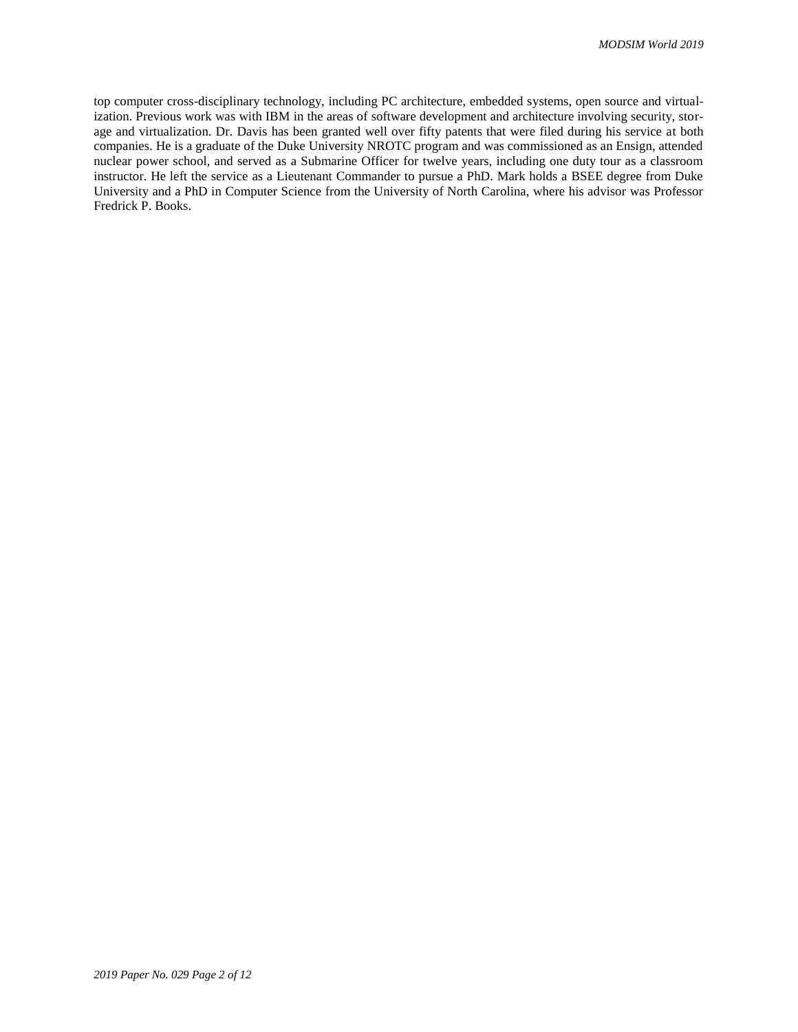top computer cross-disciplinary technology, including PC architecture, embedded systems, open source and virtualization. Previous work was with IBM in the areas of software development and architecture involving security, storage and virtualization. Dr. Davis has been granted well over fifty patents that were filed during his service at both companies. He is a graduate of the Duke University NROTC program and was commissioned as an Ensign, attended nuclear power school, and served as a Submarine Officer for twelve years, including one duty tour as a classroom instructor. He left the service as a Lieutenant Commander to pursue a PhD. Mark holds a BSEE degree from Duke University and a PhD in Computer Science from the University of North Carolina, where his advisor was Professor Fredrick P. Books.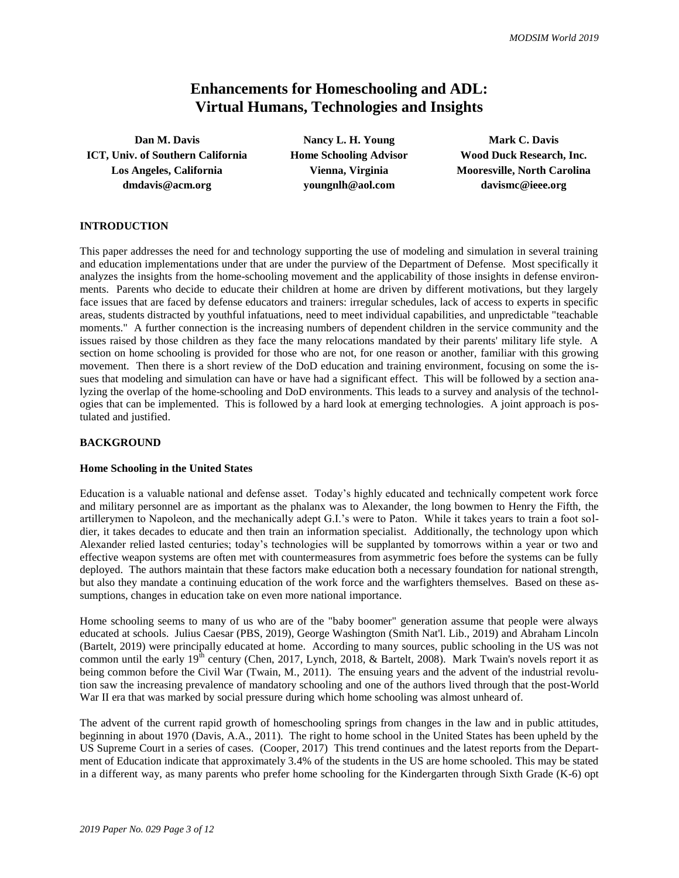# Enhancements for Homeschooling and ADL: Virtual Humans, Technologies and Insights

**Dan M. Davis**
**ICT, Univ. of Southern California**
**Los Angeles, California**
**dmdavis@acm.org**

**Nancy L. H. Young**
**Home Schooling Advisor**
**Vienna, Virginia**
**youngnlh@aol.com**

**Mark C. Davis**
**Wood Duck Research, Inc.**
**Mooresville, North Carolina**
**davismc@ieee.org**

## INTRODUCTION

This paper addresses the need for and technology supporting the use of modeling and simulation in several training and education implementations under that are under the purview of the Department of Defense. Most specifically it analyzes the insights from the home-schooling movement and the applicability of those insights in defense environments. Parents who decide to educate their children at home are driven by different motivations, but they largely face issues that are faced by defense educators and trainers: irregular schedules, lack of access to experts in specific areas, students distracted by youthful infatuations, need to meet individual capabilities, and unpredictable "teachable moments." A further connection is the increasing numbers of dependent children in the service community and the issues raised by those children as they face the many relocations mandated by their parents' military life style. A section on home schooling is provided for those who are not, for one reason or another, familiar with this growing movement. Then there is a short review of the DoD education and training environment, focusing on some the issues that modeling and simulation can have or have had a significant effect. This will be followed by a section analyzing the overlap of the home-schooling and DoD environments. This leads to a survey and analysis of the technologies that can be implemented. This is followed by a hard look at emerging technologies. A joint approach is postulated and justified.

## BACKGROUND

### Home Schooling in the United States

Education is a valuable national and defense asset. Today's highly educated and technically competent work force and military personnel are as important as the phalanx was to Alexander, the long bowmen to Henry the Fifth, the artillerymen to Napoleon, and the mechanically adept G.I.'s were to Paton. While it takes years to train a foot soldier, it takes decades to educate and then train an information specialist. Additionally, the technology upon which Alexander relied lasted centuries; today's technologies will be supplanted by tomorrows within a year or two and effective weapon systems are often met with countermeasures from asymmetric foes before the systems can be fully deployed. The authors maintain that these factors make education both a necessary foundation for national strength, but also they mandate a continuing education of the work force and the warfighters themselves. Based on these assumptions, changes in education take on even more national importance.

Home schooling seems to many of us who are of the "baby boomer" generation assume that people were always educated at schools. Julius Caesar (PBS, 2019), George Washington (Smith Nat'l. Lib., 2019) and Abraham Lincoln (Bartelt, 2019) were principally educated at home. According to many sources, public schooling in the US was not common until the early 19th century (Chen, 2017, Lynch, 2018, & Bartelt, 2008). Mark Twain's novels report it as being common before the Civil War (Twain, M., 2011). The ensuing years and the advent of the industrial revolution saw the increasing prevalence of mandatory schooling and one of the authors lived through that the post-World War II era that was marked by social pressure during which home schooling was almost unheard of.

The advent of the current rapid growth of homeschooling springs from changes in the law and in public attitudes, beginning in about 1970 (Davis, A.A., 2011). The right to home school in the United States has been upheld by the US Supreme Court in a series of cases. (Cooper, 2017) This trend continues and the latest reports from the Department of Education indicate that approximately 3.4% of the students in the US are home schooled. This may be stated in a different way, as many parents who prefer home schooling for the Kindergarten through Sixth Grade (K-6) opt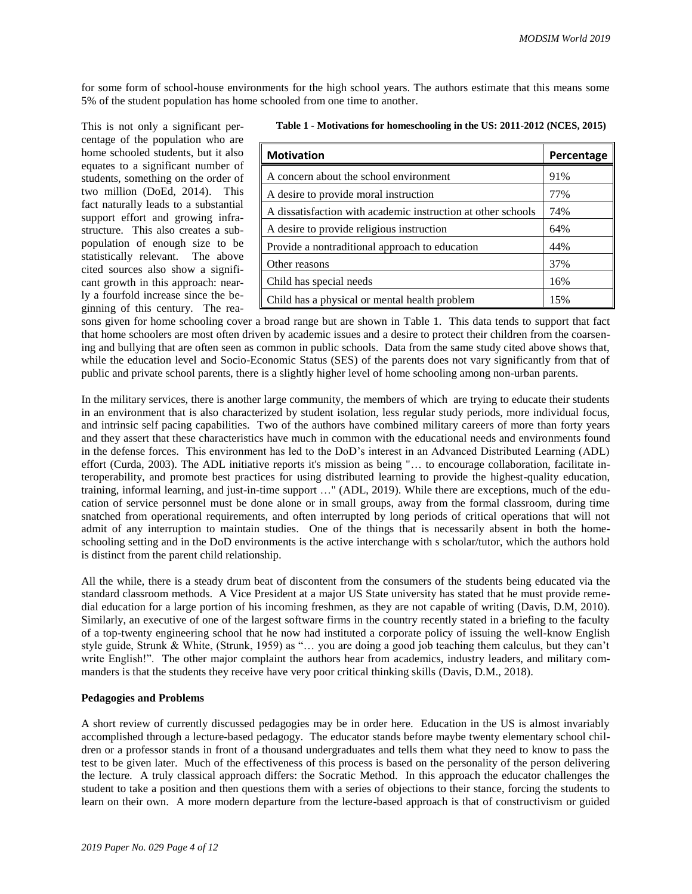for some form of school-house environments for the high school years. The authors estimate that this means some 5% of the student population has home schooled from one time to another.

**Table 1 - Motivations for homeschooling in the US: 2011-2012 (NCES, 2015)**

| Motivation | Percentage |
|---|---|
| A concern about the school environment | 91% |
| A desire to provide moral instruction | 77% |
| A dissatisfaction with academic instruction at other schools | 74% |
| A desire to provide religious instruction | 64% |
| Provide a nontraditional approach to education | 44% |
| Other reasons | 37% |
| Child has special needs | 16% |
| Child has a physical or mental health problem | 15% |

This is not only a significant percentage of the population who are home schooled students, but it also equates to a significant number of students, something on the order of two million (DoEd, 2014). This fact naturally leads to a substantial support effort and growing infrastructure. This also creates a subpopulation of enough size to be statistically relevant. The above cited sources also show a significant growth in this approach: nearly a fourfold increase since the beginning of this century. The reasons given for home schooling cover a broad range but are shown in Table 1. This data tends to support that fact that home schoolers are most often driven by academic issues and a desire to protect their children from the coarsening and bullying that are often seen as common in public schools. Data from the same study cited above shows that, while the education level and Socio-Economic Status (SES) of the parents does not vary significantly from that of public and private school parents, there is a slightly higher level of home schooling among non-urban parents.

In the military services, there is another large community, the members of which are trying to educate their students in an environment that is also characterized by student isolation, less regular study periods, more individual focus, and intrinsic self pacing capabilities. Two of the authors have combined military careers of more than forty years and they assert that these characteristics have much in common with the educational needs and environments found in the defense forces. This environment has led to the DoD's interest in an Advanced Distributed Learning (ADL) effort (Curda, 2003). The ADL initiative reports it's mission as being "… to encourage collaboration, facilitate interoperability, and promote best practices for using distributed learning to provide the highest-quality education, training, informal learning, and just-in-time support …" (ADL, 2019). While there are exceptions, much of the education of service personnel must be done alone or in small groups, away from the formal classroom, during time snatched from operational requirements, and often interrupted by long periods of critical operations that will not admit of any interruption to maintain studies. One of the things that is necessarily absent in both the home-schooling setting and in the DoD environments is the active interchange with s scholar/tutor, which the authors hold is distinct from the parent child relationship.

All the while, there is a steady drum beat of discontent from the consumers of the students being educated via the standard classroom methods. A Vice President at a major US State university has stated that he must provide remedial education for a large portion of his incoming freshmen, as they are not capable of writing (Davis, D.M, 2010). Similarly, an executive of one of the largest software firms in the country recently stated in a briefing to the faculty of a top-twenty engineering school that he now had instituted a corporate policy of issuing the well-know English style guide, Strunk & White, (Strunk, 1959) as "… you are doing a good job teaching them calculus, but they can't write English!". The other major complaint the authors hear from academics, industry leaders, and military commanders is that the students they receive have very poor critical thinking skills (Davis, D.M., 2018).

**Pedagogies and Problems**

A short review of currently discussed pedagogies may be in order here. Education in the US is almost invariably accomplished through a lecture-based pedagogy. The educator stands before maybe twenty elementary school children or a professor stands in front of a thousand undergraduates and tells them what they need to know to pass the test to be given later. Much of the effectiveness of this process is based on the personality of the person delivering the lecture. A truly classical approach differs: the Socratic Method. In this approach the educator challenges the student to take a position and then questions them with a series of objections to their stance, forcing the students to learn on their own. A more modern departure from the lecture-based approach is that of constructivism or guided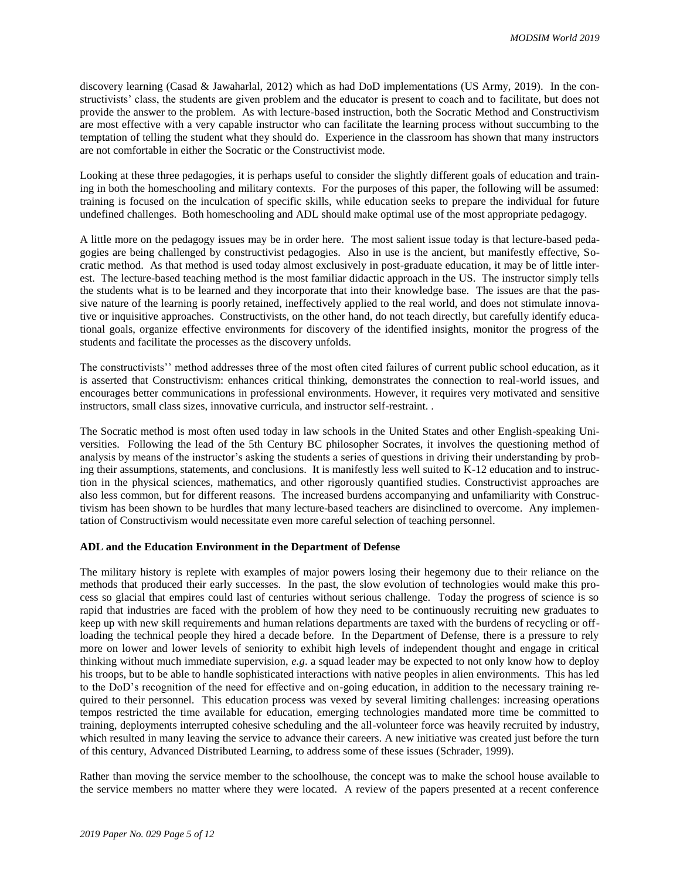discovery learning (Casad & Jawaharlal, 2012) which as had DoD implementations (US Army, 2019). In the constructivists' class, the students are given problem and the educator is present to coach and to facilitate, but does not provide the answer to the problem. As with lecture-based instruction, both the Socratic Method and Constructivism are most effective with a very capable instructor who can facilitate the learning process without succumbing to the temptation of telling the student what they should do. Experience in the classroom has shown that many instructors are not comfortable in either the Socratic or the Constructivist mode.

Looking at these three pedagogies, it is perhaps useful to consider the slightly different goals of education and training in both the homeschooling and military contexts. For the purposes of this paper, the following will be assumed: training is focused on the inculcation of specific skills, while education seeks to prepare the individual for future undefined challenges. Both homeschooling and ADL should make optimal use of the most appropriate pedagogy.

A little more on the pedagogy issues may be in order here. The most salient issue today is that lecture-based pedagogies are being challenged by constructivist pedagogies. Also in use is the ancient, but manifestly effective, Socratic method. As that method is used today almost exclusively in post-graduate education, it may be of little interest. The lecture-based teaching method is the most familiar didactic approach in the US. The instructor simply tells the students what is to be learned and they incorporate that into their knowledge base. The issues are that the passive nature of the learning is poorly retained, ineffectively applied to the real world, and does not stimulate innovative or inquisitive approaches. Constructivists, on the other hand, do not teach directly, but carefully identify educational goals, organize effective environments for discovery of the identified insights, monitor the progress of the students and facilitate the processes as the discovery unfolds.

The constructivists'' method addresses three of the most often cited failures of current public school education, as it is asserted that Constructivism: enhances critical thinking, demonstrates the connection to real-world issues, and encourages better communications in professional environments. However, it requires very motivated and sensitive instructors, small class sizes, innovative curricula, and instructor self-restraint. .

The Socratic method is most often used today in law schools in the United States and other English-speaking Universities. Following the lead of the 5th Century BC philosopher Socrates, it involves the questioning method of analysis by means of the instructor's asking the students a series of questions in driving their understanding by probing their assumptions, statements, and conclusions. It is manifestly less well suited to K-12 education and to instruction in the physical sciences, mathematics, and other rigorously quantified studies. Constructivist approaches are also less common, but for different reasons. The increased burdens accompanying and unfamiliarity with Constructivism has been shown to be hurdles that many lecture-based teachers are disinclined to overcome. Any implementation of Constructivism would necessitate even more careful selection of teaching personnel.

**ADL and the Education Environment in the Department of Defense**

The military history is replete with examples of major powers losing their hegemony due to their reliance on the methods that produced their early successes. In the past, the slow evolution of technologies would make this process so glacial that empires could last of centuries without serious challenge. Today the progress of science is so rapid that industries are faced with the problem of how they need to be continuously recruiting new graduates to keep up with new skill requirements and human relations departments are taxed with the burdens of recycling or offloading the technical people they hired a decade before. In the Department of Defense, there is a pressure to rely more on lower and lower levels of seniority to exhibit high levels of independent thought and engage in critical thinking without much immediate supervision, *e.g*. a squad leader may be expected to not only know how to deploy his troops, but to be able to handle sophisticated interactions with native peoples in alien environments. This has led to the DoD's recognition of the need for effective and on-going education, in addition to the necessary training required to their personnel. This education process was vexed by several limiting challenges: increasing operations tempos restricted the time available for education, emerging technologies mandated more time be committed to training, deployments interrupted cohesive scheduling and the all-volunteer force was heavily recruited by industry, which resulted in many leaving the service to advance their careers. A new initiative was created just before the turn of this century, Advanced Distributed Learning, to address some of these issues (Schrader, 1999).

Rather than moving the service member to the schoolhouse, the concept was to make the school house available to the service members no matter where they were located. A review of the papers presented at a recent conference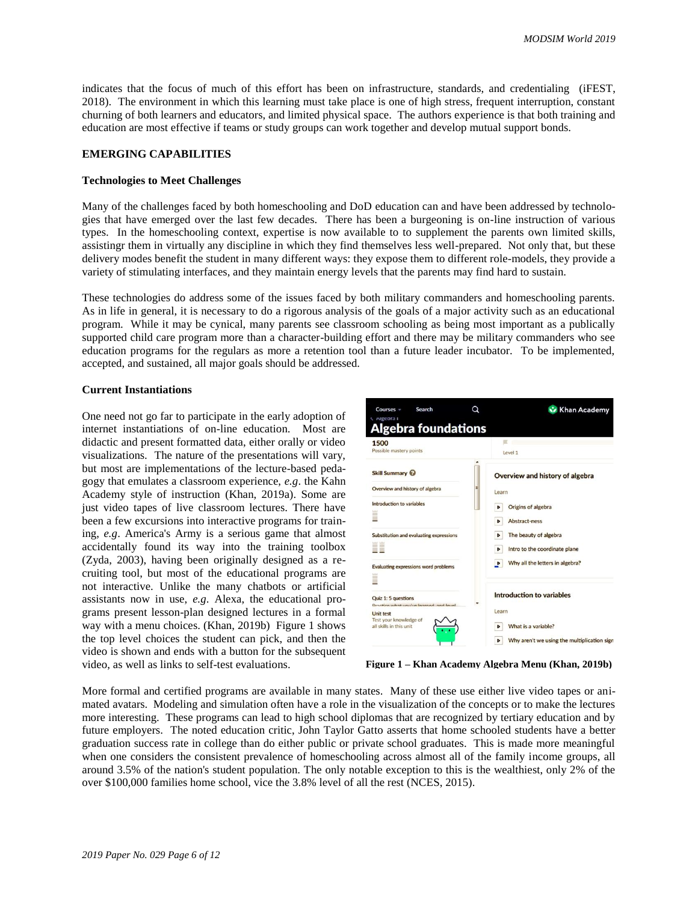indicates that the focus of much of this effort has been on infrastructure, standards, and credentialing (iFEST, 2018). The environment in which this learning must take place is one of high stress, frequent interruption, constant churning of both learners and educators, and limited physical space. The authors experience is that both training and education are most effective if teams or study groups can work together and develop mutual support bonds.

## EMERGING CAPABILITIES

### Technologies to Meet Challenges

Many of the challenges faced by both homeschooling and DoD education can and have been addressed by technologies that have emerged over the last few decades. There has been a burgeoning is on-line instruction of various types. In the homeschooling context, expertise is now available to to supplement the parents own limited skills, assistingr them in virtually any discipline in which they find themselves less well-prepared. Not only that, but these delivery modes benefit the student in many different ways: they expose them to different role-models, they provide a variety of stimulating interfaces, and they maintain energy levels that the parents may find hard to sustain.

These technologies do address some of the issues faced by both military commanders and homeschooling parents. As in life in general, it is necessary to do a rigorous analysis of the goals of a major activity such as an educational program. While it may be cynical, many parents see classroom schooling as being most important as a publically supported child care program more than a character-building effort and there may be military commanders who see education programs for the regulars as more a retention tool than a future leader incubator. To be implemented, accepted, and sustained, all major goals should be addressed.

### Current Instantiations

One need not go far to participate in the early adoption of internet instantiations of on-line education. Most are didactic and present formatted data, either orally or video visualizations. The nature of the presentations will vary, but most are implementations of the lecture-based pedagogy that emulates a classroom experience, *e.g*. the Kahn Academy style of instruction (Khan, 2019a). Some are just video tapes of live classroom lectures. There have been a few excursions into interactive programs for training, *e.g*. America's Army is a serious game that almost accidentally found its way into the training toolbox (Zyda, 2003), having been originally designed as a recruiting tool, but most of the educational programs are not interactive. Unlike the many chatbots or artificial assistants now in use, *e.g*. Alexa, the educational programs present lesson-plan designed lectures in a formal way with a menu choices. (Khan, 2019b) Figure 1 shows the top level choices the student can pick, and then the video is shown and ends with a button for the subsequent video, as well as links to self-test evaluations.

**Figure 1 – Khan Academy Algebra Menu (Khan, 2019b)**

More formal and certified programs are available in many states. Many of these use either live video tapes or animated avatars. Modeling and simulation often have a role in the visualization of the concepts or to make the lectures more interesting. These programs can lead to high school diplomas that are recognized by tertiary education and by future employers. The noted education critic, John Taylor Gatto asserts that home schooled students have a better graduation success rate in college than do either public or private school graduates. This is made more meaningful when one considers the consistent prevalence of homeschooling across almost all of the family income groups, all around 3.5% of the nation's student population. The only notable exception to this is the wealthiest, only 2% of the over $100,000 families home school, vice the 3.8% level of all the rest (NCES, 2015).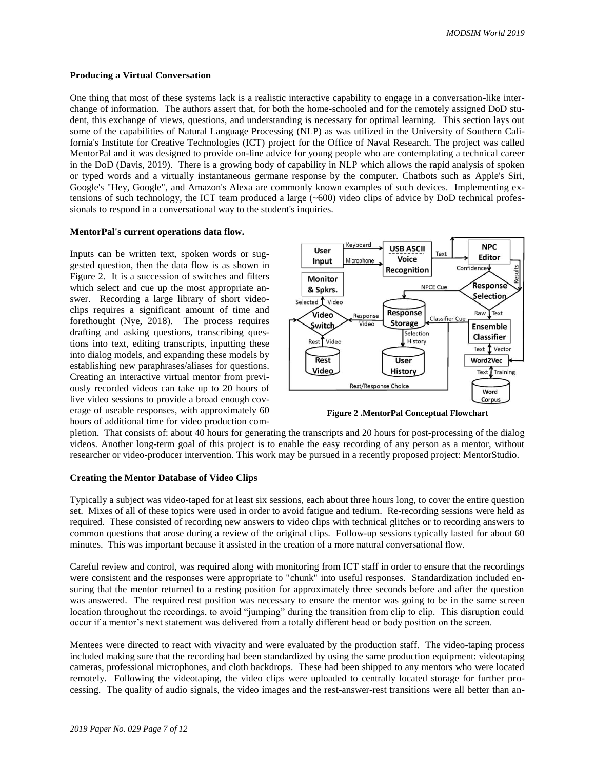**Producing a Virtual Conversation**

One thing that most of these systems lack is a realistic interactive capability to engage in a conversation-like interchange of information. The authors assert that, for both the home-schooled and for the remotely assigned DoD student, this exchange of views, questions, and understanding is necessary for optimal learning. This section lays out some of the capabilities of Natural Language Processing (NLP) as was utilized in the University of Southern California's Institute for Creative Technologies (ICT) project for the Office of Naval Research. The project was called MentorPal and it was designed to provide on-line advice for young people who are contemplating a technical career in the DoD (Davis, 2019). There is a growing body of capability in NLP which allows the rapid analysis of spoken or typed words and a virtually instantaneous germane response by the computer. Chatbots such as Apple's Siri, Google's "Hey, Google", and Amazon's Alexa are commonly known examples of such devices. Implementing extensions of such technology, the ICT team produced a large (~600) video clips of advice by DoD technical professionals to respond in a conversational way to the student's inquiries.

**MentorPal's current operations data flow.**

Inputs can be written text, spoken words or suggested question, then the data flow is as shown in Figure 2. It is a succession of switches and filters which select and cue up the most appropriate answer. Recording a large library of short video-clips requires a significant amount of time and forethought (Nye, 2018). The process requires drafting and asking questions, transcribing questions into text, editing transcripts, inputting these into dialog models, and expanding these models by establishing new paraphrases/aliases for questions. Creating an interactive virtual mentor from previously recorded videos can take up to 20 hours of live video sessions to provide a broad enough coverage of useable responses, with approximately 60 hours of additional time for video production completion. That consists of: about 40 hours for generating the transcripts and 20 hours for post-processing of the dialog videos. Another long-term goal of this project is to enable the easy recording of any person as a mentor, without researcher or video-producer intervention. This work may be pursued in a recently proposed project: MentorStudio.

**Figure 2 .MentorPal Conceptual Flowchart**

**Creating the Mentor Database of Video Clips**

Typically a subject was video-taped for at least six sessions, each about three hours long, to cover the entire question set. Mixes of all of these topics were used in order to avoid fatigue and tedium. Re-recording sessions were held as required. These consisted of recording new answers to video clips with technical glitches or to recording answers to common questions that arose during a review of the original clips. Follow-up sessions typically lasted for about 60 minutes. This was important because it assisted in the creation of a more natural conversational flow.

Careful review and control, was required along with monitoring from ICT staff in order to ensure that the recordings were consistent and the responses were appropriate to "chunk" into useful responses. Standardization included ensuring that the mentor returned to a resting position for approximately three seconds before and after the question was answered. The required rest position was necessary to ensure the mentor was going to be in the same screen location throughout the recordings, to avoid "jumping" during the transition from clip to clip. This disruption could occur if a mentor's next statement was delivered from a totally different head or body position on the screen.

Mentees were directed to react with vivacity and were evaluated by the production staff. The video-taping process included making sure that the recording had been standardized by using the same production equipment: videotaping cameras, professional microphones, and cloth backdrops. These had been shipped to any mentors who were located remotely. Following the videotaping, the video clips were uploaded to centrally located storage for further processing. The quality of audio signals, the video images and the rest-answer-rest transitions were all better than an-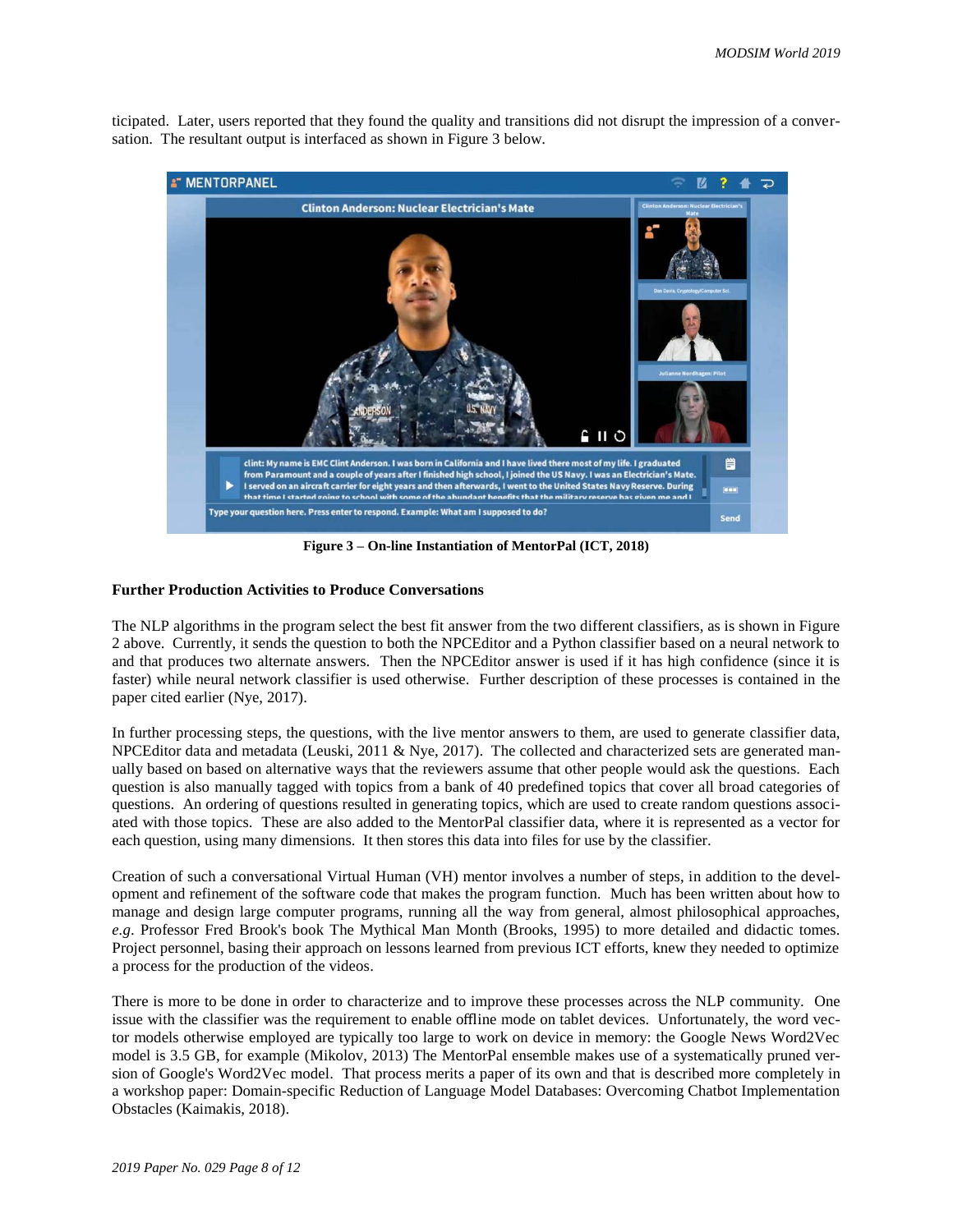ticipated. Later, users reported that they found the quality and transitions did not disrupt the impression of a conversation. The resultant output is interfaced as shown in Figure 3 below.

**Figure 3 – On-line Instantiation of MentorPal (ICT, 2018)**

**Further Production Activities to Produce Conversations**

The NLP algorithms in the program select the best fit answer from the two different classifiers, as is shown in Figure 2 above. Currently, it sends the question to both the NPCEditor and a Python classifier based on a neural network to and that produces two alternate answers. Then the NPCEditor answer is used if it has high confidence (since it is faster) while neural network classifier is used otherwise. Further description of these processes is contained in the paper cited earlier (Nye, 2017).

In further processing steps, the questions, with the live mentor answers to them, are used to generate classifier data, NPCEditor data and metadata (Leuski, 2011 & Nye, 2017). The collected and characterized sets are generated manually based on based on alternative ways that the reviewers assume that other people would ask the questions. Each question is also manually tagged with topics from a bank of 40 predefined topics that cover all broad categories of questions. An ordering of questions resulted in generating topics, which are used to create random questions associated with those topics. These are also added to the MentorPal classifier data, where it is represented as a vector for each question, using many dimensions. It then stores this data into files for use by the classifier.

Creation of such a conversational Virtual Human (VH) mentor involves a number of steps, in addition to the development and refinement of the software code that makes the program function. Much has been written about how to manage and design large computer programs, running all the way from general, almost philosophical approaches, *e.g*. Professor Fred Brook's book The Mythical Man Month (Brooks, 1995) to more detailed and didactic tomes. Project personnel, basing their approach on lessons learned from previous ICT efforts, knew they needed to optimize a process for the production of the videos.

There is more to be done in order to characterize and to improve these processes across the NLP community. One issue with the classifier was the requirement to enable offline mode on tablet devices. Unfortunately, the word vector models otherwise employed are typically too large to work on device in memory: the Google News Word2Vec model is 3.5 GB, for example (Mikolov, 2013) The MentorPal ensemble makes use of a systematically pruned version of Google's Word2Vec model. That process merits a paper of its own and that is described more completely in a workshop paper: Domain-specific Reduction of Language Model Databases: Overcoming Chatbot Implementation Obstacles (Kaimakis, 2018).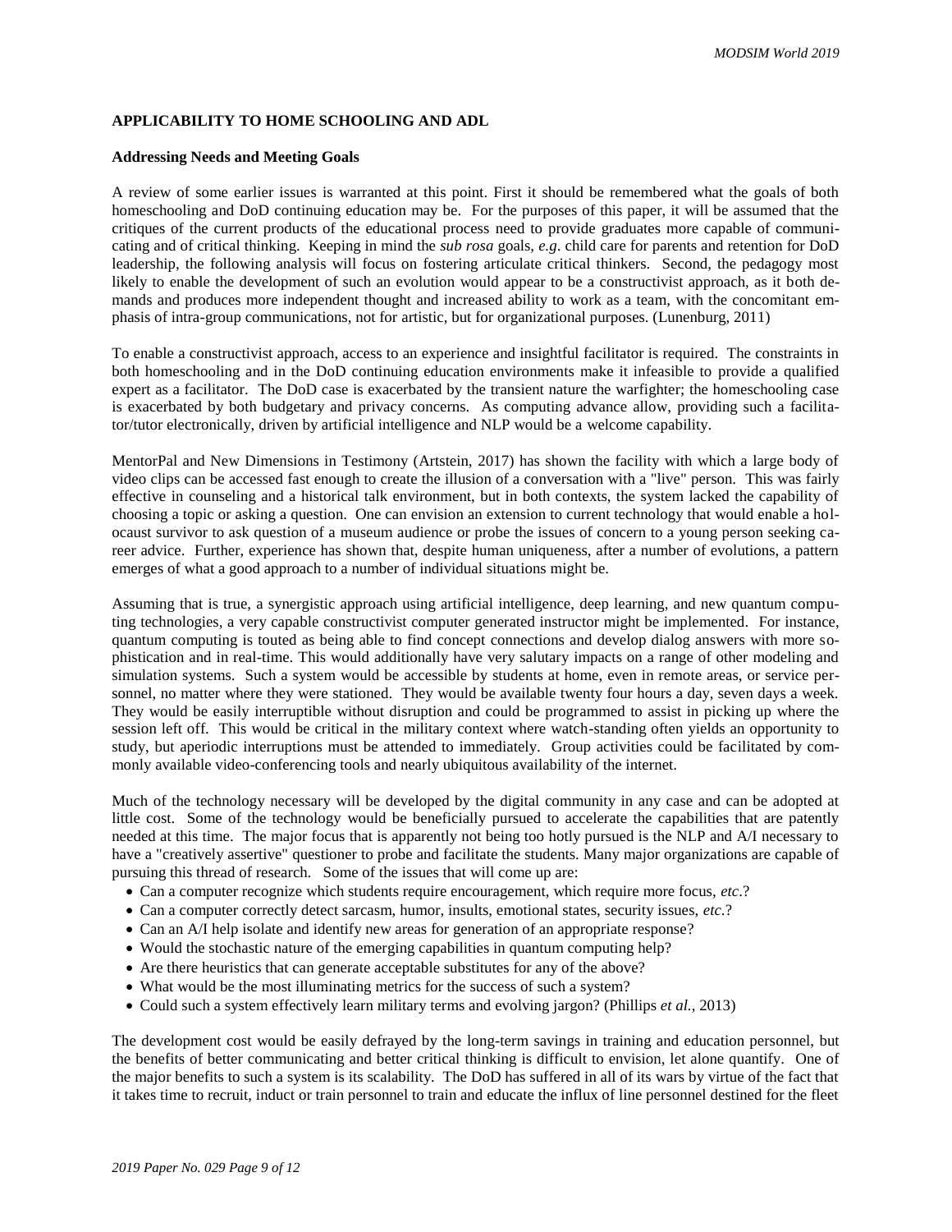## APPLICABILITY TO HOME SCHOOLING AND ADL

### Addressing Needs and Meeting Goals

A review of some earlier issues is warranted at this point. First it should be remembered what the goals of both homeschooling and DoD continuing education may be. For the purposes of this paper, it will be assumed that the critiques of the current products of the educational process need to provide graduates more capable of communicating and of critical thinking. Keeping in mind the *sub rosa* goals, *e.g*. child care for parents and retention for DoD leadership, the following analysis will focus on fostering articulate critical thinkers. Second, the pedagogy most likely to enable the development of such an evolution would appear to be a constructivist approach, as it both demands and produces more independent thought and increased ability to work as a team, with the concomitant emphasis of intra-group communications, not for artistic, but for organizational purposes. (Lunenburg, 2011)

To enable a constructivist approach, access to an experience and insightful facilitator is required. The constraints in both homeschooling and in the DoD continuing education environments make it infeasible to provide a qualified expert as a facilitator. The DoD case is exacerbated by the transient nature the warfighter; the homeschooling case is exacerbated by both budgetary and privacy concerns. As computing advance allow, providing such a facilitator/tutor electronically, driven by artificial intelligence and NLP would be a welcome capability.

MentorPal and New Dimensions in Testimony (Artstein, 2017) has shown the facility with which a large body of video clips can be accessed fast enough to create the illusion of a conversation with a "live" person. This was fairly effective in counseling and a historical talk environment, but in both contexts, the system lacked the capability of choosing a topic or asking a question. One can envision an extension to current technology that would enable a holocaust survivor to ask question of a museum audience or probe the issues of concern to a young person seeking career advice. Further, experience has shown that, despite human uniqueness, after a number of evolutions, a pattern emerges of what a good approach to a number of individual situations might be.

Assuming that is true, a synergistic approach using artificial intelligence, deep learning, and new quantum computing technologies, a very capable constructivist computer generated instructor might be implemented. For instance, quantum computing is touted as being able to find concept connections and develop dialog answers with more sophistication and in real-time. This would additionally have very salutary impacts on a range of other modeling and simulation systems. Such a system would be accessible by students at home, even in remote areas, or service personnel, no matter where they were stationed. They would be available twenty four hours a day, seven days a week. They would be easily interruptible without disruption and could be programmed to assist in picking up where the session left off. This would be critical in the military context where watch-standing often yields an opportunity to study, but aperiodic interruptions must be attended to immediately. Group activities could be facilitated by commonly available video-conferencing tools and nearly ubiquitous availability of the internet.

Much of the technology necessary will be developed by the digital community in any case and can be adopted at little cost. Some of the technology would be beneficially pursued to accelerate the capabilities that are patently needed at this time. The major focus that is apparently not being too hotly pursued is the NLP and A/I necessary to have a "creatively assertive" questioner to probe and facilitate the students. Many major organizations are capable of pursuing this thread of research. Some of the issues that will come up are:

- Can a computer recognize which students require encouragement, which require more focus, *etc*.?
- Can a computer correctly detect sarcasm, humor, insults, emotional states, security issues, *etc*.?
- Can an A/I help isolate and identify new areas for generation of an appropriate response?
- Would the stochastic nature of the emerging capabilities in quantum computing help?
- Are there heuristics that can generate acceptable substitutes for any of the above?
- What would be the most illuminating metrics for the success of such a system?
- Could such a system effectively learn military terms and evolving jargon? (Phillips *et al.*, 2013)

The development cost would be easily defrayed by the long-term savings in training and education personnel, but the benefits of better communicating and better critical thinking is difficult to envision, let alone quantify. One of the major benefits to such a system is its scalability. The DoD has suffered in all of its wars by virtue of the fact that it takes time to recruit, induct or train personnel to train and educate the influx of line personnel destined for the fleet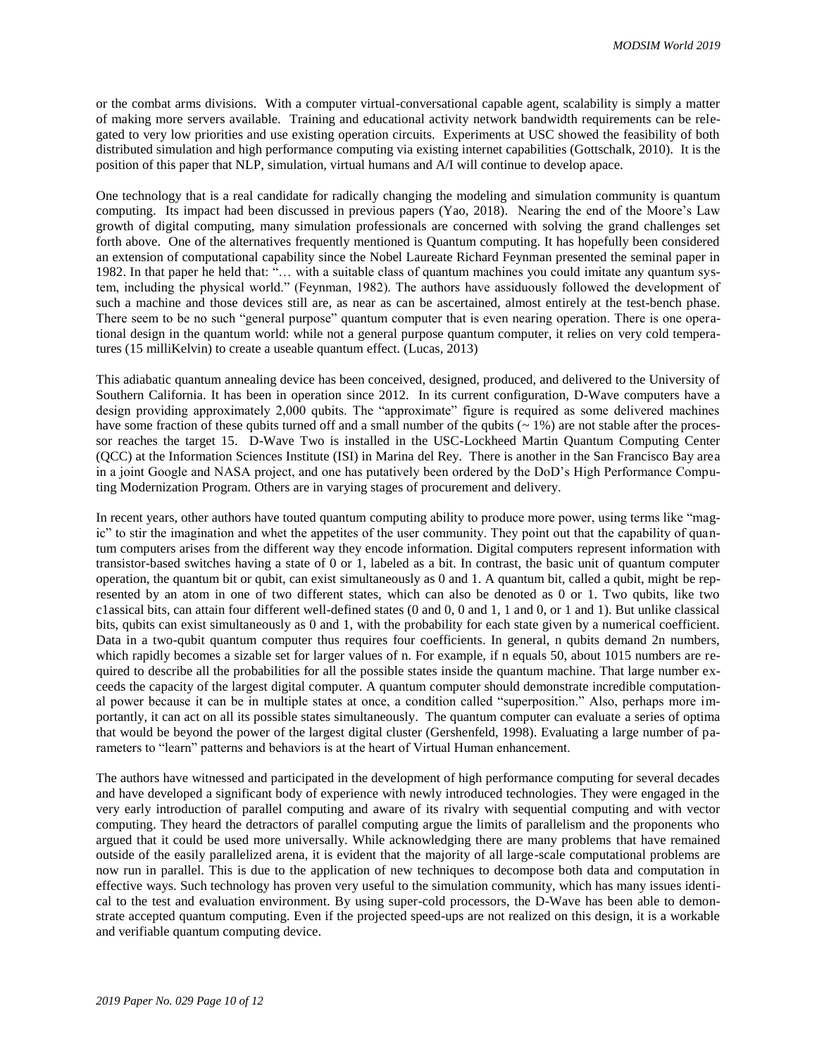or the combat arms divisions. With a computer virtual-conversational capable agent, scalability is simply a matter of making more servers available. Training and educational activity network bandwidth requirements can be relegated to very low priorities and use existing operation circuits. Experiments at USC showed the feasibility of both distributed simulation and high performance computing via existing internet capabilities (Gottschalk, 2010). It is the position of this paper that NLP, simulation, virtual humans and A/I will continue to develop apace.

One technology that is a real candidate for radically changing the modeling and simulation community is quantum computing. Its impact had been discussed in previous papers (Yao, 2018). Nearing the end of the Moore's Law growth of digital computing, many simulation professionals are concerned with solving the grand challenges set forth above. One of the alternatives frequently mentioned is Quantum computing. It has hopefully been considered an extension of computational capability since the Nobel Laureate Richard Feynman presented the seminal paper in 1982. In that paper he held that: "… with a suitable class of quantum machines you could imitate any quantum system, including the physical world." (Feynman, 1982). The authors have assiduously followed the development of such a machine and those devices still are, as near as can be ascertained, almost entirely at the test-bench phase. There seem to be no such "general purpose" quantum computer that is even nearing operation. There is one operational design in the quantum world: while not a general purpose quantum computer, it relies on very cold temperatures (15 milliKelvin) to create a useable quantum effect. (Lucas, 2013)

This adiabatic quantum annealing device has been conceived, designed, produced, and delivered to the University of Southern California. It has been in operation since 2012. In its current configuration, D-Wave computers have a design providing approximately 2,000 qubits. The "approximate" figure is required as some delivered machines have some fraction of these qubits turned off and a small number of the qubits (~ 1%) are not stable after the processor reaches the target 15. D-Wave Two is installed in the USC-Lockheed Martin Quantum Computing Center (QCC) at the Information Sciences Institute (ISI) in Marina del Rey. There is another in the San Francisco Bay area in a joint Google and NASA project, and one has putatively been ordered by the DoD's High Performance Computing Modernization Program. Others are in varying stages of procurement and delivery.

In recent years, other authors have touted quantum computing ability to produce more power, using terms like "magic" to stir the imagination and whet the appetites of the user community. They point out that the capability of quantum computers arises from the different way they encode information. Digital computers represent information with transistor-based switches having a state of 0 or 1, labeled as a bit. In contrast, the basic unit of quantum computer operation, the quantum bit or qubit, can exist simultaneously as 0 and 1. A quantum bit, called a qubit, might be represented by an atom in one of two different states, which can also be denoted as 0 or 1. Two qubits, like two c1assical bits, can attain four different well-defined states (0 and 0, 0 and 1, 1 and 0, or 1 and 1). But unlike classical bits, qubits can exist simultaneously as 0 and 1, with the probability for each state given by a numerical coefficient. Data in a two-qubit quantum computer thus requires four coefficients. In general, n qubits demand 2n numbers, which rapidly becomes a sizable set for larger values of n. For example, if n equals 50, about 1015 numbers are required to describe all the probabilities for all the possible states inside the quantum machine. That large number exceeds the capacity of the largest digital computer. A quantum computer should demonstrate incredible computational power because it can be in multiple states at once, a condition called "superposition." Also, perhaps more importantly, it can act on all its possible states simultaneously. The quantum computer can evaluate a series of optima that would be beyond the power of the largest digital cluster (Gershenfeld, 1998). Evaluating a large number of parameters to "learn" patterns and behaviors is at the heart of Virtual Human enhancement.

The authors have witnessed and participated in the development of high performance computing for several decades and have developed a significant body of experience with newly introduced technologies. They were engaged in the very early introduction of parallel computing and aware of its rivalry with sequential computing and with vector computing. They heard the detractors of parallel computing argue the limits of parallelism and the proponents who argued that it could be used more universally. While acknowledging there are many problems that have remained outside of the easily parallelized arena, it is evident that the majority of all large-scale computational problems are now run in parallel. This is due to the application of new techniques to decompose both data and computation in effective ways. Such technology has proven very useful to the simulation community, which has many issues identical to the test and evaluation environment. By using super-cold processors, the D-Wave has been able to demonstrate accepted quantum computing. Even if the projected speed-ups are not realized on this design, it is a workable and verifiable quantum computing device.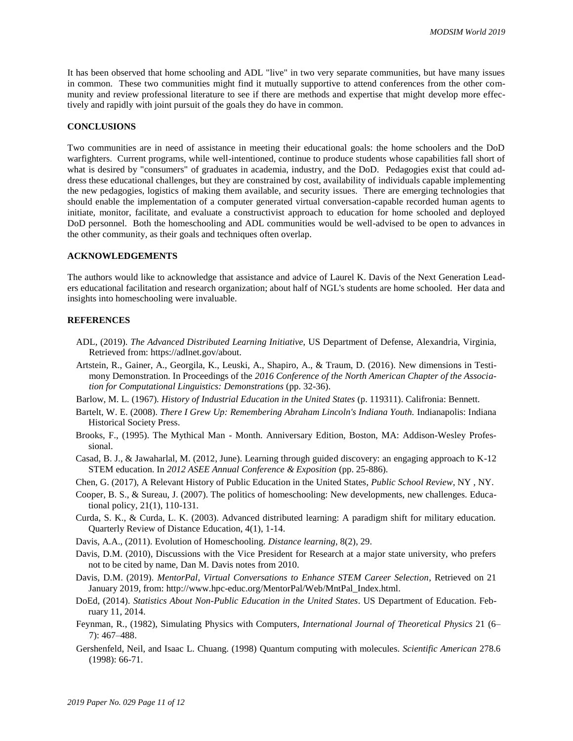It has been observed that home schooling and ADL "live" in two very separate communities, but have many issues in common. These two communities might find it mutually supportive to attend conferences from the other community and review professional literature to see if there are methods and expertise that might develop more effectively and rapidly with joint pursuit of the goals they do have in common.

## CONCLUSIONS

Two communities are in need of assistance in meeting their educational goals: the home schoolers and the DoD warfighters. Current programs, while well-intentioned, continue to produce students whose capabilities fall short of what is desired by "consumers" of graduates in academia, industry, and the DoD. Pedagogies exist that could address these educational challenges, but they are constrained by cost, availability of individuals capable implementing the new pedagogies, logistics of making them available, and security issues. There are emerging technologies that should enable the implementation of a computer generated virtual conversation-capable recorded human agents to initiate, monitor, facilitate, and evaluate a constructivist approach to education for home schooled and deployed DoD personnel. Both the homeschooling and ADL communities would be well-advised to be open to advances in the other community, as their goals and techniques often overlap.

## ACKNOWLEDGEMENTS

The authors would like to acknowledge that assistance and advice of Laurel K. Davis of the Next Generation Leaders educational facilitation and research organization; about half of NGL's students are home schooled. Her data and insights into homeschooling were invaluable.

## REFERENCES

ADL, (2019). *The Advanced Distributed Learning Initiative*, US Department of Defense, Alexandria, Virginia, Retrieved from: https://adlnet.gov/about.

Artstein, R., Gainer, A., Georgila, K., Leuski, A., Shapiro, A., & Traum, D. (2016). New dimensions in Testimony Demonstration. In Proceedings of the *2016 Conference of the North American Chapter of the Association for Computational Linguistics: Demonstrations* (pp. 32-36).

Barlow, M. L. (1967). *History of Industrial Education in the United States* (p. 119311). Califronia: Bennett.

Bartelt, W. E. (2008). *There I Grew Up: Remembering Abraham Lincoln's Indiana Youth.* Indianapolis: Indiana Historical Society Press.

Brooks, F., (1995). The Mythical Man - Month. Anniversary Edition, Boston, MA: Addison-Wesley Professional.

Casad, B. J., & Jawaharlal, M. (2012, June). Learning through guided discovery: an engaging approach to K-12 STEM education. In *2012 ASEE Annual Conference & Exposition* (pp. 25-886).

Chen, G. (2017), A Relevant History of Public Education in the United States, *Public School Review*, NY , NY.

Cooper, B. S., & Sureau, J. (2007). The politics of homeschooling: New developments, new challenges. Educational policy, 21(1), 110-131.

Curda, S. K., & Curda, L. K. (2003). Advanced distributed learning: A paradigm shift for military education. Quarterly Review of Distance Education, 4(1), 1-14.

Davis, A.A., (2011). Evolution of Homeschooling. *Distance learning*, 8(2), 29.

Davis, D.M. (2010), Discussions with the Vice President for Research at a major state university, who prefers not to be cited by name, Dan M. Davis notes from 2010.

Davis, D.M. (2019). *MentorPal, Virtual Conversations to Enhance STEM Career Selection*, Retrieved on 21 January 2019, from: http://www.hpc-educ.org/MentorPal/Web/MntPal_Index.html.

DoEd, (2014). *Statistics About Non-Public Education in the United States*. US Department of Education. February 11, 2014.

Feynman, R., (1982), Simulating Physics with Computers, *International Journal of Theoretical Physics* 21 (6–7): 467–488.

Gershenfeld, Neil, and Isaac L. Chuang. (1998) Quantum computing with molecules. *Scientific American* 278.6 (1998): 66-71.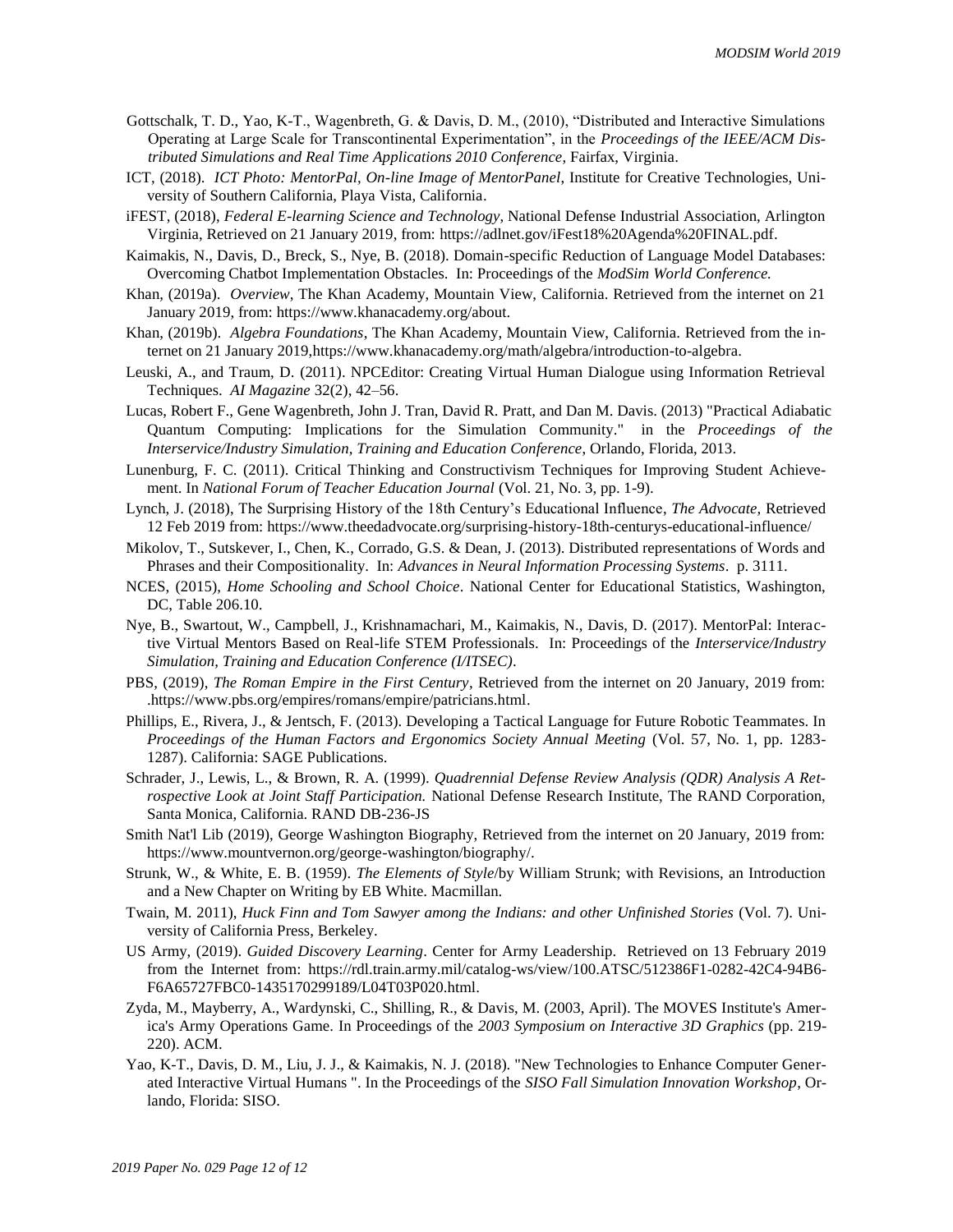Gottschalk, T. D., Yao, K-T., Wagenbreth, G. & Davis, D. M., (2010), "Distributed and Interactive Simulations Operating at Large Scale for Transcontinental Experimentation", in the *Proceedings of the IEEE/ACM Distributed Simulations and Real Time Applications 2010 Conference*, Fairfax, Virginia.

ICT, (2018). *ICT Photo: MentorPal, On-line Image of MentorPanel*, Institute for Creative Technologies, University of Southern California, Playa Vista, California.

iFEST, (2018), *Federal E-learning Science and Technology*, National Defense Industrial Association, Arlington Virginia, Retrieved on 21 January 2019, from: https://adlnet.gov/iFest18%20Agenda%20FINAL.pdf.

Kaimakis, N., Davis, D., Breck, S., Nye, B. (2018). Domain-specific Reduction of Language Model Databases: Overcoming Chatbot Implementation Obstacles. In: Proceedings of the *ModSim World Conference.*

Khan, (2019a). *Overview*, The Khan Academy, Mountain View, California. Retrieved from the internet on 21 January 2019, from: https://www.khanacademy.org/about.

Khan, (2019b). *Algebra Foundations*, The Khan Academy, Mountain View, California. Retrieved from the internet on 21 January 2019,https://www.khanacademy.org/math/algebra/introduction-to-algebra.

Leuski, A., and Traum, D. (2011). NPCEditor: Creating Virtual Human Dialogue using Information Retrieval Techniques. *AI Magazine* 32(2), 42–56.

Lucas, Robert F., Gene Wagenbreth, John J. Tran, David R. Pratt, and Dan M. Davis. (2013) "Practical Adiabatic Quantum Computing: Implications for the Simulation Community." in the *Proceedings of the Interservice/Industry Simulation, Training and Education Conference*, Orlando, Florida, 2013.

Lunenburg, F. C. (2011). Critical Thinking and Constructivism Techniques for Improving Student Achievement. In *National Forum of Teacher Education Journal* (Vol. 21, No. 3, pp. 1-9).

Lynch, J. (2018), The Surprising History of the 18th Century's Educational Influence, *The Advocate,* Retrieved 12 Feb 2019 from: https://www.theedadvocate.org/surprising-history-18th-centurys-educational-influence/

Mikolov, T., Sutskever, I., Chen, K., Corrado, G.S. & Dean, J. (2013). Distributed representations of Words and Phrases and their Compositionality. In: *Advances in Neural Information Processing Systems*. p. 3111.

NCES, (2015), *Home Schooling and School Choice*. National Center for Educational Statistics, Washington, DC, Table 206.10.

Nye, B., Swartout, W., Campbell, J., Krishnamachari, M., Kaimakis, N., Davis, D. (2017). MentorPal: Interactive Virtual Mentors Based on Real-life STEM Professionals. In: Proceedings of the *Interservice/Industry Simulation, Training and Education Conference (I/ITSEC)*.

PBS, (2019), *The Roman Empire in the First Century*, Retrieved from the internet on 20 January, 2019 from: .https://www.pbs.org/empires/romans/empire/patricians.html.

Phillips, E., Rivera, J., & Jentsch, F. (2013). Developing a Tactical Language for Future Robotic Teammates. In *Proceedings of the Human Factors and Ergonomics Society Annual Meeting* (Vol. 57, No. 1, pp. 1283-1287). California: SAGE Publications.

Schrader, J., Lewis, L., & Brown, R. A. (1999). *Quadrennial Defense Review Analysis (QDR) Analysis A Retrospective Look at Joint Staff Participation.* National Defense Research Institute, The RAND Corporation, Santa Monica, California. RAND DB-236-JS

Smith Nat'l Lib (2019), George Washington Biography, Retrieved from the internet on 20 January, 2019 from: https://www.mountvernon.org/george-washington/biography/.

Strunk, W., & White, E. B. (1959). *The Elements of Style*/by William Strunk; with Revisions, an Introduction and a New Chapter on Writing by EB White. Macmillan.

Twain, M. 2011), *Huck Finn and Tom Sawyer among the Indians: and other Unfinished Stories* (Vol. 7). University of California Press, Berkeley.

US Army, (2019). *Guided Discovery Learning*. Center for Army Leadership. Retrieved on 13 February 2019 from the Internet from: https://rdl.train.army.mil/catalog-ws/view/100.ATSC/512386F1-0282-42C4-94B6-F6A65727FBC0-1435170299189/L04T03P020.html.

Zyda, M., Mayberry, A., Wardynski, C., Shilling, R., & Davis, M. (2003, April). The MOVES Institute's America's Army Operations Game. In Proceedings of the *2003 Symposium on Interactive 3D Graphics* (pp. 219-220). ACM.

Yao, K-T., Davis, D. M., Liu, J. J., & Kaimakis, N. J. (2018). "New Technologies to Enhance Computer Generated Interactive Virtual Humans ". In the Proceedings of the *SISO Fall Simulation Innovation Workshop*, Orlando, Florida: SISO.